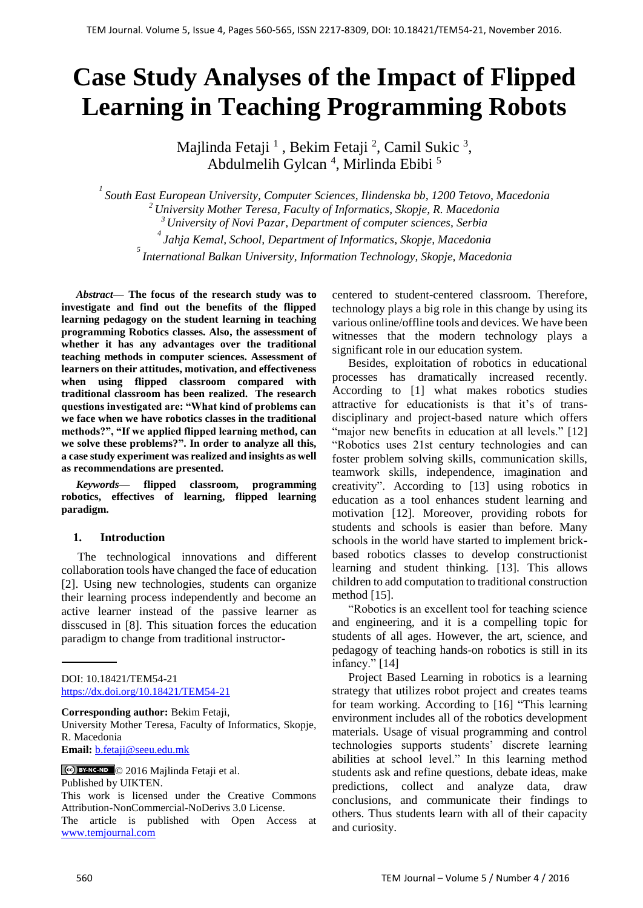# Case Study Analyses of the Impact of Flipped Learning in Teaching Programming Robots

Majlinda Fetaji [1], Bekim Fetaji [2], Camil Sukic [3], Abdulmelih Gylcan [4], Mirlinda Ebibi [5]

[1] *South East European University, Computer Sciences, Ilindenska bb, 1200 Tetovo, Macedonia*
[2] *University Mother Teresa, Faculty of Informatics, Skopje, R. Macedonia*
[3] *University of Novi Pazar, Department of computer sciences, Serbia*
[4] *Jahja Kemal, School, Department of Informatics, Skopje, Macedonia*
[5] *International Balkan University, Information Technology, Skopje, Macedonia*

***Abstract*— The focus of the research study was to investigate and find out the benefits of the flipped learning pedagogy on the student learning in teaching programming Robotics classes. Also, the assessment of whether it has any advantages over the traditional teaching methods in computer sciences. Assessment of learners on their attitudes, motivation, and effectiveness when using flipped classroom compared with traditional classroom has been realized. The research questions investigated are: "What kind of problems can we face when we have robotics classes in the traditional methods?", "If we applied flipped learning method, can we solve these problems?". In order to analyze all this, a case study experiment was realized and insights as well as recommendations are presented.**

***Keywords*— flipped classroom, programming robotics, effectives of learning, flipped learning paradigm.**

## 1. Introduction

The technological innovations and different collaboration tools have changed the face of education [2]. Using new technologies, students can organize their learning process independently and become an active learner instead of the passive learner as disscused in [8]. This situation forces the education paradigm to change from traditional instructor-centered to student-centered classroom. Therefore, technology plays a big role in this change by using its various online/offline tools and devices. We have been witnesses that the modern technology plays a significant role in our education system.

Besides, exploitation of robotics in educational processes has dramatically increased recently. According to [1] what makes robotics studies attractive for educationists is that it's of trans-disciplinary and project-based nature which offers "major new benefits in education at all levels." [12] "Robotics uses 21st century technologies and can foster problem solving skills, communication skills, teamwork skills, independence, imagination and creativity". According to [13] using robotics in education as a tool enhances student learning and motivation [12]. Moreover, providing robots for students and schools is easier than before. Many schools in the world have started to implement brick-based robotics classes to develop constructionist learning and student thinking. [13]. This allows children to add computation to traditional construction method [15].

"Robotics is an excellent tool for teaching science and engineering, and it is a compelling topic for students of all ages. However, the art, science, and pedagogy of teaching hands-on robotics is still in its infancy." [14]

Project Based Learning in robotics is a learning strategy that utilizes robot project and creates teams for team working. According to [16] "This learning environment includes all of the robotics development materials. Usage of visual programming and control technologies supports students' discrete learning abilities at school level." In this learning method students ask and refine questions, debate ideas, make predictions, collect and analyze data, draw conclusions, and communicate their findings to others. Thus students learn with all of their capacity and curiosity.

---

DOI: 10.18421/TEM54-21
https://dx.doi.org/10.18421/TEM54-21

**Corresponding author:** Bekim Fetaji,
University Mother Teresa, Faculty of Informatics, Skopje, R. Macedonia
**Email:** b.fetaji@seeu.edu.mk

© 2016 Majlinda Fetaji et al.
Published by UIKTEN.
This work is licensed under the Creative Commons Attribution-NonCommercial-NoDerivs 3.0 License.
The article is published with Open Access at www.temjournal.com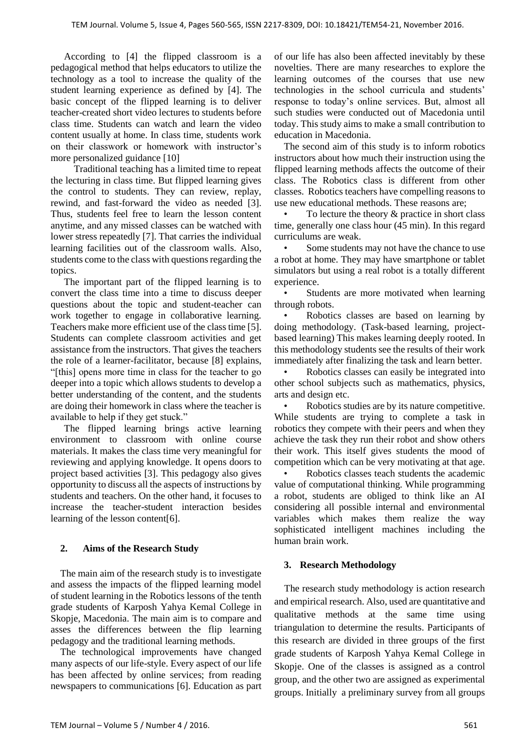According to [4] the flipped classroom is a pedagogical method that helps educators to utilize the technology as a tool to increase the quality of the student learning experience as defined by [4]. The basic concept of the flipped learning is to deliver teacher-created short video lectures to students before class time. Students can watch and learn the video content usually at home. In class time, students work on their classwork or homework with instructor's more personalized guidance [10]

Traditional teaching has a limited time to repeat the lecturing in class time. But flipped learning gives the control to students. They can review, replay, rewind, and fast-forward the video as needed [3]. Thus, students feel free to learn the lesson content anytime, and any missed classes can be watched with lower stress repeatedly [7]. That carries the individual learning facilities out of the classroom walls. Also, students come to the class with questions regarding the topics.

The important part of the flipped learning is to convert the class time into a time to discuss deeper questions about the topic and student-teacher can work together to engage in collaborative learning. Teachers make more efficient use of the class time [5]. Students can complete classroom activities and get assistance from the instructors. That gives the teachers the role of a learner-facilitator, because [8] explains, "[this] opens more time in class for the teacher to go deeper into a topic which allows students to develop a better understanding of the content, and the students are doing their homework in class where the teacher is available to help if they get stuck."

The flipped learning brings active learning environment to classroom with online course materials. It makes the class time very meaningful for reviewing and applying knowledge. It opens doors to project based activities [3]. This pedagogy also gives opportunity to discuss all the aspects of instructions by students and teachers. On the other hand, it focuses to increase the teacher-student interaction besides learning of the lesson content[6].

## 2. Aims of the Research Study

The main aim of the research study is to investigate and assess the impacts of the flipped learning model of student learning in the Robotics lessons of the tenth grade students of Karposh Yahya Kemal College in Skopje, Macedonia. The main aim is to compare and asses the differences between the flip learning pedagogy and the traditional learning methods.

The technological improvements have changed many aspects of our life-style. Every aspect of our life has been affected by online services; from reading newspapers to communications [6]. Education as part of our life has also been affected inevitably by these novelties. There are many researches to explore the learning outcomes of the courses that use new technologies in the school curricula and students' response to today's online services. But, almost all such studies were conducted out of Macedonia until today. This study aims to make a small contribution to education in Macedonia.

The second aim of this study is to inform robotics instructors about how much their instruction using the flipped learning methods affects the outcome of their class. The Robotics class is different from other classes. Robotics teachers have compelling reasons to use new educational methods. These reasons are;

- To lecture the theory & practice in short class time, generally one class hour (45 min). In this regard curriculums are weak.
- Some students may not have the chance to use a robot at home. They may have smartphone or tablet simulators but using a real robot is a totally different experience.
- Students are more motivated when learning through robots.
- Robotics classes are based on learning by doing methodology. (Task-based learning, project-based learning) This makes learning deeply rooted. In this methodology students see the results of their work immediately after finalizing the task and learn better.
- Robotics classes can easily be integrated into other school subjects such as mathematics, physics, arts and design etc.
- Robotics studies are by its nature competitive. While students are trying to complete a task in robotics they compete with their peers and when they achieve the task they run their robot and show others their work. This itself gives students the mood of competition which can be very motivating at that age.
- Robotics classes teach students the academic value of computational thinking. While programming a robot, students are obliged to think like an AI considering all possible internal and environmental variables which makes them realize the way sophisticated intelligent machines including the human brain work.

## 3. Research Methodology

The research study methodology is action research and empirical research. Also, used are quantitative and qualitative methods at the same time using triangulation to determine the results. Participants of this research are divided in three groups of the first grade students of Karposh Yahya Kemal College in Skopje. One of the classes is assigned as a control group, and the other two are assigned as experimental groups. Initially a preliminary survey from all groups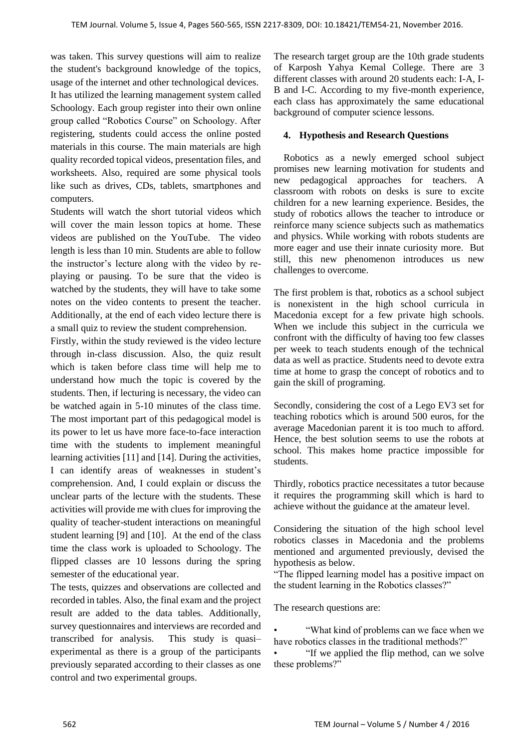was taken. This survey questions will aim to realize the student's background knowledge of the topics, usage of the internet and other technological devices.

It has utilized the learning management system called Schoology. Each group register into their own online group called "Robotics Course" on Schoology. After registering, students could access the online posted materials in this course. The main materials are high quality recorded topical videos, presentation files, and worksheets. Also, required are some physical tools like such as drives, CDs, tablets, smartphones and computers.

Students will watch the short tutorial videos which will cover the main lesson topics at home. These videos are published on the YouTube. The video length is less than 10 min. Students are able to follow the instructor's lecture along with the video by re-playing or pausing. To be sure that the video is watched by the students, they will have to take some notes on the video contents to present the teacher. Additionally, at the end of each video lecture there is a small quiz to review the student comprehension.

Firstly, within the study reviewed is the video lecture through in-class discussion. Also, the quiz result which is taken before class time will help me to understand how much the topic is covered by the students. Then, if lecturing is necessary, the video can be watched again in 5-10 minutes of the class time. The most important part of this pedagogical model is its power to let us have more face-to-face interaction time with the students to implement meaningful learning activities [11] and [14]. During the activities, I can identify areas of weaknesses in student's comprehension. And, I could explain or discuss the unclear parts of the lecture with the students. These activities will provide me with clues for improving the quality of teacher-student interactions on meaningful student learning [9] and [10]. At the end of the class time the class work is uploaded to Schoology. The flipped classes are 10 lessons during the spring semester of the educational year.

The tests, quizzes and observations are collected and recorded in tables. Also, the final exam and the project result are added to the data tables. Additionally, survey questionnaires and interviews are recorded and transcribed for analysis. This study is quasi–experimental as there is a group of the participants previously separated according to their classes as one control and two experimental groups.

The research target group are the 10th grade students of Karposh Yahya Kemal College. There are 3 different classes with around 20 students each: I-A, I-B and I-C. According to my five-month experience, each class has approximately the same educational background of computer science lessons.

## 4. Hypothesis and Research Questions

Robotics as a newly emerged school subject promises new learning motivation for students and new pedagogical approaches for teachers. A classroom with robots on desks is sure to excite children for a new learning experience. Besides, the study of robotics allows the teacher to introduce or reinforce many science subjects such as mathematics and physics. While working with robots students are more eager and use their innate curiosity more. But still, this new phenomenon introduces us new challenges to overcome.

The first problem is that, robotics as a school subject is nonexistent in the high school curricula in Macedonia except for a few private high schools. When we include this subject in the curricula we confront with the difficulty of having too few classes per week to teach students enough of the technical data as well as practice. Students need to devote extra time at home to grasp the concept of robotics and to gain the skill of programing.

Secondly, considering the cost of a Lego EV3 set for teaching robotics which is around 500 euros, for the average Macedonian parent it is too much to afford. Hence, the best solution seems to use the robots at school. This makes home practice impossible for students.

Thirdly, robotics practice necessitates a tutor because it requires the programming skill which is hard to achieve without the guidance at the amateur level.

Considering the situation of the high school level robotics classes in Macedonia and the problems mentioned and argumented previously, devised the hypothesis as below.

"The flipped learning model has a positive impact on the student learning in the Robotics classes?"

The research questions are:

- "What kind of problems can we face when we have robotics classes in the traditional methods?"
- "If we applied the flip method, can we solve these problems?"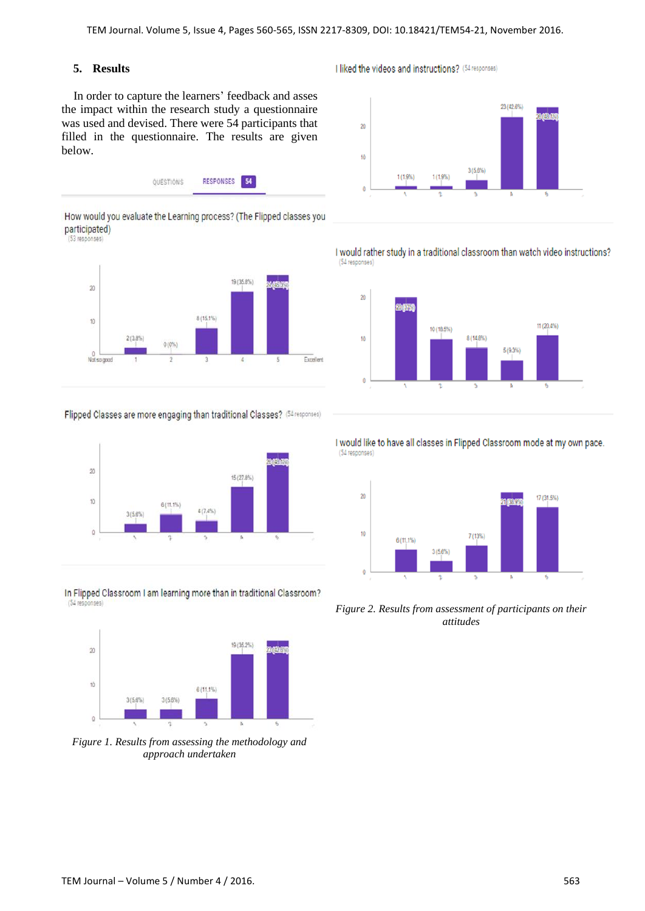## 5. Results

In order to capture the learners' feedback and asses the impact within the research study a questionnaire was used and devised. There were 54 participants that filled in the questionnaire. The results are given below.

QUESTIONS RESPONSES 54

How would you evaluate the Learning process? (The Flipped classes you participated)
(53 responses)

| | 1 (Not so good) | 2 | 3 | 4 | 5 (Excellent) |
|---|---|---|---|---|---|
| Responses | 2 (3.8%) | 0 (0%) | 8 (15.1%) | 19 (35.8%) | 24 (45.3%) |

Flipped Classes are more engaging than traditional Classes? (54 responses)

| | 1 | 2 | 3 | 4 | 5 |
|---|---|---|---|---|---|
| Responses | 3 (5.6%) | 6 (11.1%) | 4 (7.4%) | 15 (27.8%) | 26 (48.1%) |

In Flipped Classroom I am learning more than in traditional Classroom? (54 responses)

| | 1 | 2 | 3 | 4 | 5 |
|---|---|---|---|---|---|
| Responses | 3 (5.6%) | 3 (5.6%) | 6 (11.1%) | 19 (35.2%) | 23 (42.6%) |

*Figure 1. Results from assessing the methodology and approach undertaken*

I liked the videos and instructions? (54 responses)

| | 1 | 2 | 3 | 4 | 5 |
|---|---|---|---|---|---|
| Responses | 1 (1.9%) | 1 (1.9%) | 3 (5.6%) | 23 (42.6%) | 26 (48.1%) |

I would rather study in a traditional classroom than watch video instructions? (54 responses)

| | 1 | 2 | 3 | 4 | 5 |
|---|---|---|---|---|---|
| Responses | 20 (37%) | 10 (18.5%) | 8 (14.8%) | 5 (9.3%) | 11 (20.4%) |

I would like to have all classes in Flipped Classroom mode at my own pace. (54 responses)

| | 1 | 2 | 3 | 4 | 5 |
|---|---|---|---|---|---|
| Responses | 6 (11.1%) | 3 (5.6%) | 7 (13%) | 21 (38.9%) | 17 (31.5%) |

*Figure 2. Results from assessment of participants on their attitudes*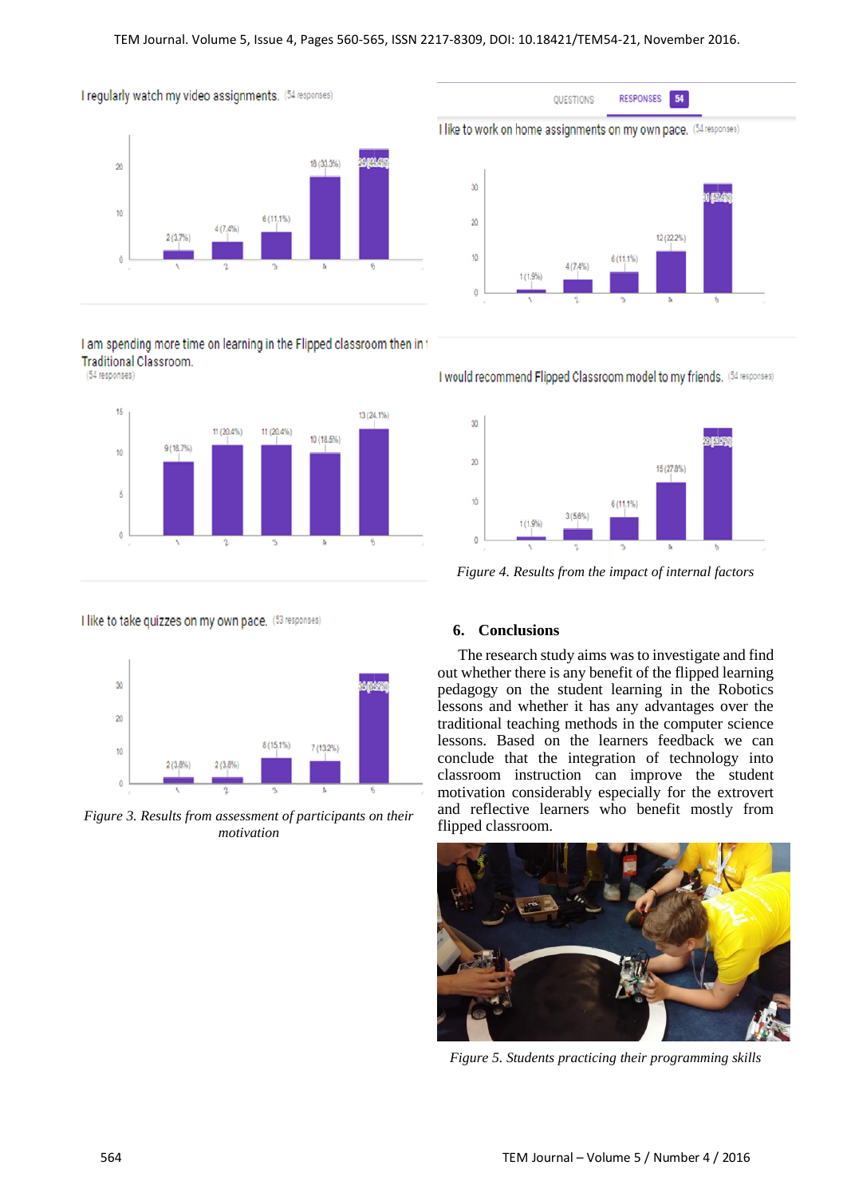Figure 3. Results from assessment of participants on their motivation

Figure 4. Results from the impact of internal factors

## 6. Conclusions

The research study aims was to investigate and find out whether there is any benefit of the flipped learning pedagogy on the student learning in the Robotics lessons and whether it has any advantages over the traditional teaching methods in the computer science lessons. Based on the learners feedback we can conclude that the integration of technology into classroom instruction can improve the student motivation considerably especially for the extrovert and reflective learners who benefit mostly from flipped classroom.

Figure 5. Students practicing their programming skills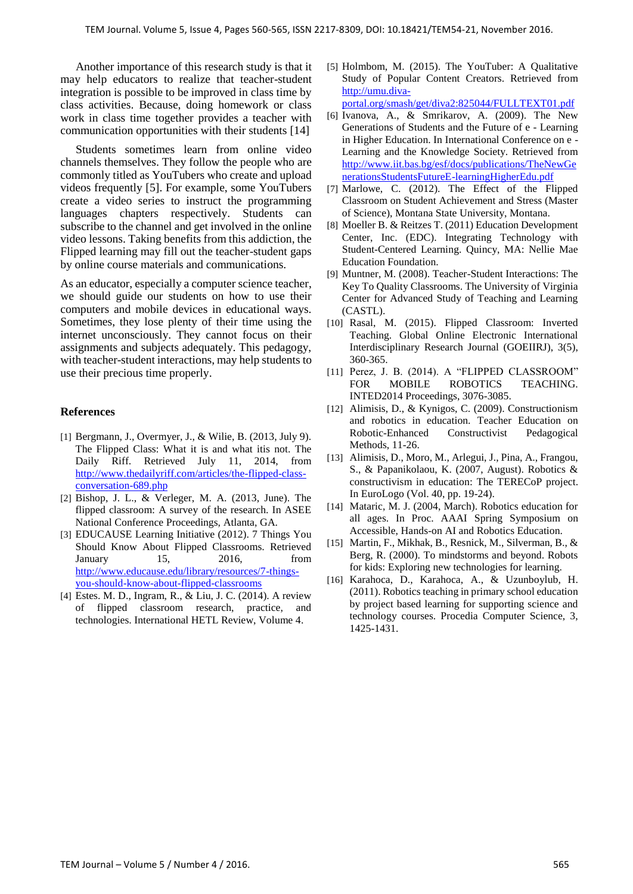Another importance of this research study is that it may help educators to realize that teacher-student integration is possible to be improved in class time by class activities. Because, doing homework or class work in class time together provides a teacher with communication opportunities with their students [14]

Students sometimes learn from online video channels themselves. They follow the people who are commonly titled as YouTubers who create and upload videos frequently [5]. For example, some YouTubers create a video series to instruct the programming languages chapters respectively. Students can subscribe to the channel and get involved in the online video lessons. Taking benefits from this addiction, the Flipped learning may fill out the teacher-student gaps by online course materials and communications.

As an educator, especially a computer science teacher, we should guide our students on how to use their computers and mobile devices in educational ways. Sometimes, they lose plenty of their time using the internet unconsciously. They cannot focus on their assignments and subjects adequately. This pedagogy, with teacher-student interactions, may help students to use their precious time properly.

## References

[1] Bergmann, J., Overmyer, J., & Wilie, B. (2013, July 9). The Flipped Class: What it is and what itis not. The Daily Riff. Retrieved July 11, 2014, from http://www.thedailyriff.com/articles/the-flipped-class-conversation-689.php

[2] Bishop, J. L., & Verleger, M. A. (2013, June). The flipped classroom: A survey of the research. In ASEE National Conference Proceedings, Atlanta, GA.

[3] EDUCAUSE Learning Initiative (2012). 7 Things You Should Know About Flipped Classrooms. Retrieved January 15, 2016, from http://www.educause.edu/library/resources/7-things-you-should-know-about-flipped-classrooms

[4] Estes. M. D., Ingram, R., & Liu, J. C. (2014). A review of flipped classroom research, practice, and technologies. International HETL Review, Volume 4.

[5] Holmbom, M. (2015). The YouTuber: A Qualitative Study of Popular Content Creators. Retrieved from http://umu.diva-portal.org/smash/get/diva2:825044/FULLTEXT01.pdf

[6] Ivanova, A., & Smrikarov, A. (2009). The New Generations of Students and the Future of e - Learning in Higher Education. In International Conference on e - Learning and the Knowledge Society. Retrieved from http://www.iit.bas.bg/esf/docs/publications/TheNewGenerationsStudentsFutureE-learningHigherEdu.pdf

[7] Marlowe, C. (2012). The Effect of the Flipped Classroom on Student Achievement and Stress (Master of Science), Montana State University, Montana.

[8] Moeller B. & Reitzes T. (2011) Education Development Center, Inc. (EDC). Integrating Technology with Student-Centered Learning. Quincy, MA: Nellie Mae Education Foundation.

[9] Muntner, M. (2008). Teacher-Student Interactions: The Key To Quality Classrooms. The University of Virginia Center for Advanced Study of Teaching and Learning (CASTL).

[10] Rasal, M. (2015). Flipped Classroom: Inverted Teaching. Global Online Electronic International Interdisciplinary Research Journal (GOEIIRJ), 3(5), 360-365.

[11] Perez, J. B. (2014). A "FLIPPED CLASSROOM" FOR MOBILE ROBOTICS TEACHING. INTED2014 Proceedings, 3076-3085.

[12] Alimisis, D., & Kynigos, C. (2009). Constructionism and robotics in education. Teacher Education on Robotic-Enhanced Constructivist Pedagogical Methods, 11-26.

[13] Alimisis, D., Moro, M., Arlegui, J., Pina, A., Frangou, S., & Papanikolaou, K. (2007, August). Robotics & constructivism in education: The TERECoP project. In EuroLogo (Vol. 40, pp. 19-24).

[14] Mataric, M. J. (2004, March). Robotics education for all ages. In Proc. AAAI Spring Symposium on Accessible, Hands-on AI and Robotics Education.

[15] Martin, F., Mikhak, B., Resnick, M., Silverman, B., & Berg, R. (2000). To mindstorms and beyond. Robots for kids: Exploring new technologies for learning.

[16] Karahoca, D., Karahoca, A., & Uzunboylub, H. (2011). Robotics teaching in primary school education by project based learning for supporting science and technology courses. Procedia Computer Science, 3, 1425-1431.